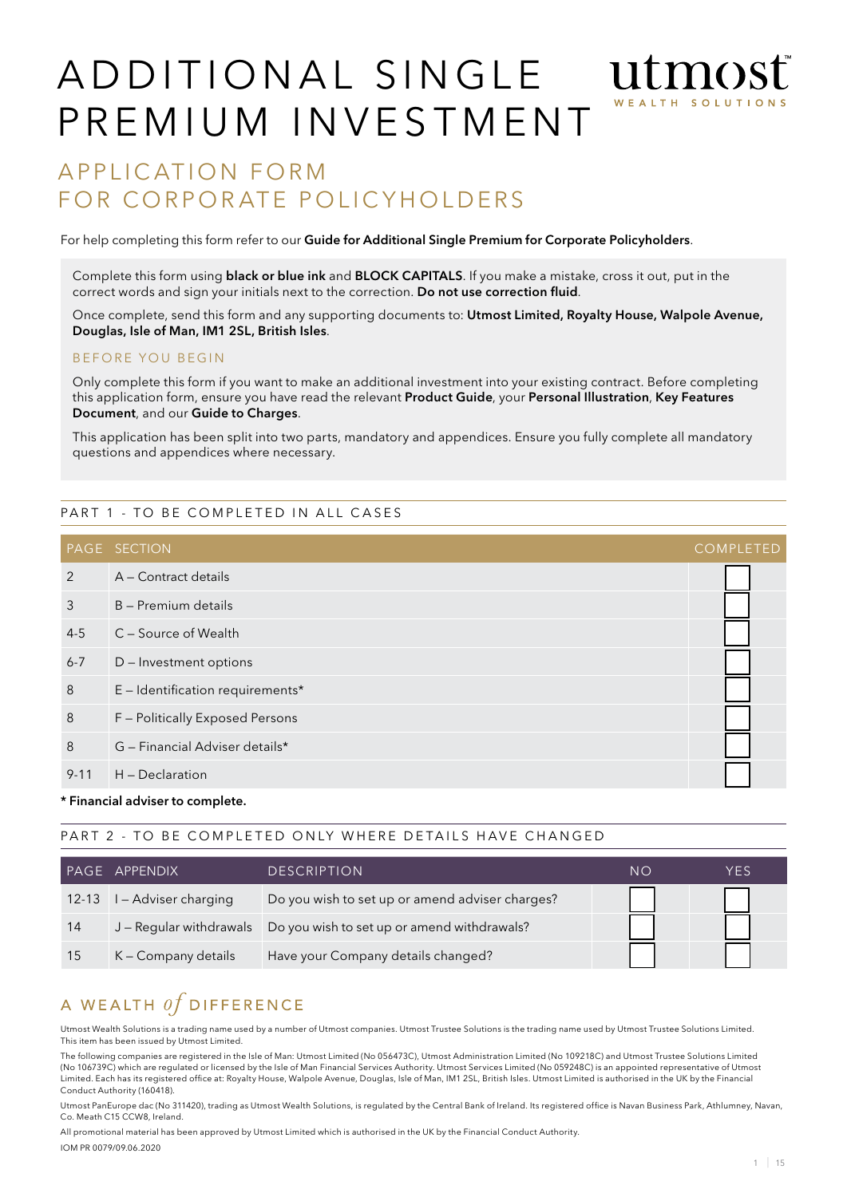# ADDITIONAL SINGLE PREMIUM INVESTMENT

utmost WEALTH SOLUTIONS

## APPLICATION FORM FOR CORPORATE POLICYHOLDERS

For help completing this form refer to our **Guide for Additional Single Premium for Corporate Policyholders**.

Complete this form using **black or blue ink** and **BLOCK CAPITALS**. If you make a mistake, cross it out, put in the correct words and sign your initials next to the correction. **Do not use correction fluid**.

Once complete, send this form and any supporting documents to: **Utmost Limited, Royalty House, Walpole Avenue, Douglas, Isle of Man, IM1 2SL, British Isles**.

### BEFORE YOU BEGIN

Only complete this form if you want to make an additional investment into your existing contract. Before completing this application form, ensure you have read the relevant **Product Guide**, your **Personal Illustration**, **Key Features Document**, and our **Guide to Charges**.

This application has been split into two parts, mandatory and appendices. Ensure you fully complete all mandatory questions and appendices where necessary.

### PART 1 - TO BE COMPLETED IN ALL CASES

| PAGE | SECTION | COMPLETED |
|---|---|---|
| 2 | A – Contract details | ☐ |
| 3 | B – Premium details | ☐ |
| 4-5 | C – Source of Wealth | ☐ |
| 6-7 | D – Investment options | ☐ |
| 8 | E – Identification requirements* | ☐ |
| 8 | F – Politically Exposed Persons | ☐ |
| 8 | G – Financial Adviser details* | ☐ |
| 9-11 | H – Declaration | ☐ |

**\* Financial adviser to complete.**

### PART 2 - TO BE COMPLETED ONLY WHERE DETAILS HAVE CHANGED

| PAGE | APPENDIX | DESCRIPTION | NO | YES |
|---|---|---|---|---|
| 12-13 | I – Adviser charging | Do you wish to set up or amend adviser charges? | ☐ | ☐ |
| 14 | J – Regular withdrawals | Do you wish to set up or amend withdrawals? | ☐ | ☐ |
| 15 | K – Company details | Have your Company details changed? | ☐ | ☐ |

## A WEALTH *of* DIFFERENCE

Utmost Wealth Solutions is a trading name used by a number of Utmost companies. Utmost Trustee Solutions is the trading name used by Utmost Trustee Solutions Limited. This item has been issued by Utmost Limited.

The following companies are registered in the Isle of Man: Utmost Limited (No 056473C), Utmost Administration Limited (No 109218C) and Utmost Trustee Solutions Limited (No 106739C) which are regulated or licensed by the Isle of Man Financial Services Authority. Utmost Services Limited (No 059248C) is an appointed representative of Utmost Limited. Each has its registered office at: Royalty House, Walpole Avenue, Douglas, Isle of Man, IM1 2SL, British Isles. Utmost Limited is authorised in the UK by the Financial Conduct Authority (160418).

Utmost PanEurope dac (No 311420), trading as Utmost Wealth Solutions, is regulated by the Central Bank of Ireland. Its registered office is Navan Business Park, Athlumney, Navan, Co. Meath C15 CCW8, Ireland.

All promotional material has been approved by Utmost Limited which is authorised in the UK by the Financial Conduct Authority.

IOM PR 0079/09.06.2020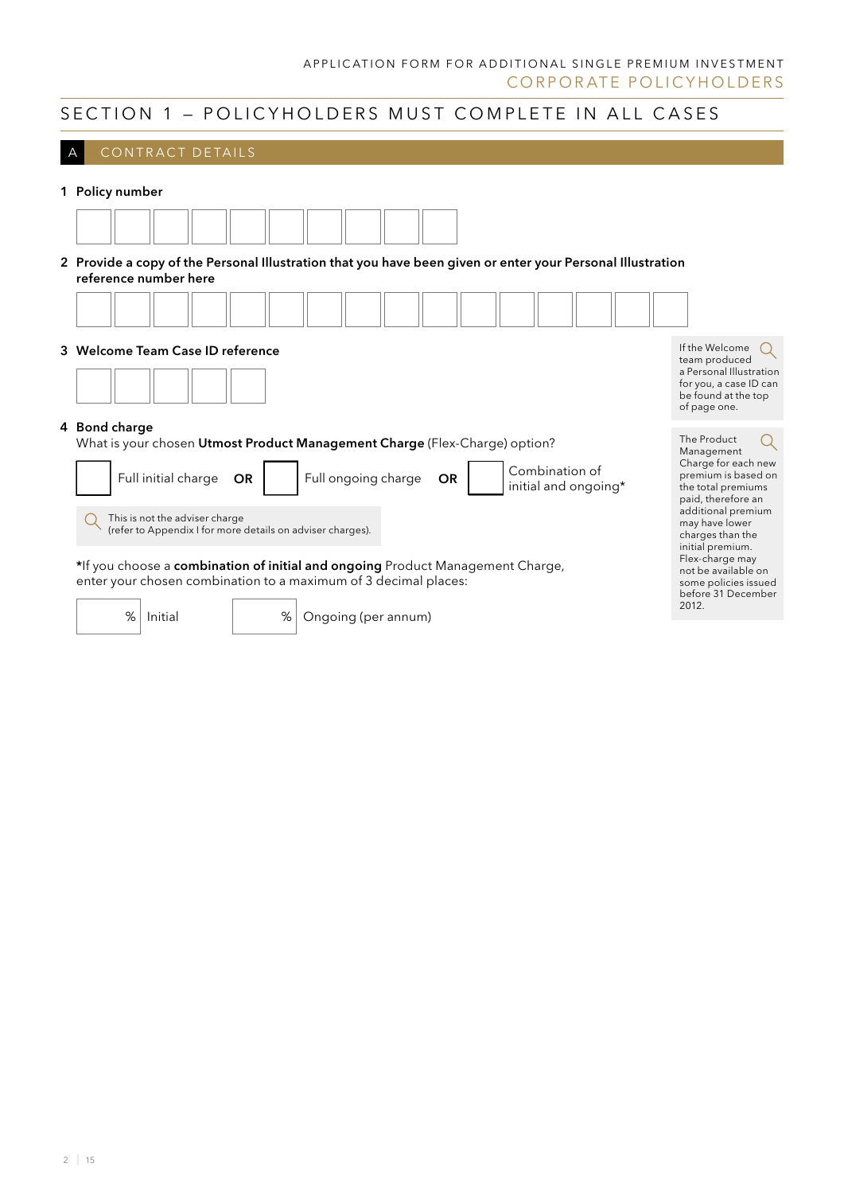APPLICATION FORM FOR ADDITIONAL SINGLE PREMIUM INVESTMENT
CORPORATE POLICYHOLDERS

# SECTION 1 – POLICYHOLDERS MUST COMPLETE IN ALL CASES

## A CONTRACT DETAILS

**1 Policy number**

| | | | | | | | | | |
|---|---|---|---|---|---|---|---|---|---|
| | | | | | | | | | |

**2 Provide a copy of the Personal Illustration that you have been given or enter your Personal Illustration reference number here**

| | | | | | | | | | | | | | | | |
|---|---|---|---|---|---|---|---|---|---|---|---|---|---|---|---|
| | | | | | | | | | | | | | | | |

**3 Welcome Team Case ID reference**

| | | | | |
|---|---|---|---|---|
| | | | | |

If the Welcome team produced a Personal Illustration for you, a case ID can be found at the top of page one.

**4 Bond charge**

What is your chosen **Utmost Product Management Charge** (Flex-Charge) option?

☐ Full initial charge **OR** ☐ Full ongoing charge **OR** ☐ Combination of initial and ongoing*

This is not the adviser charge
(refer to Appendix I for more details on adviser charges).

*If you choose a **combination of initial and ongoing** Product Management Charge, enter your chosen combination to a maximum of 3 decimal places:

____ % Initial ____ % Ongoing (per annum)

The Product Management Charge for each new premium is based on the total premiums paid, therefore an additional premium may have lower charges than the initial premium. Flex-charge may not be available on some policies issued before 31 December 2012.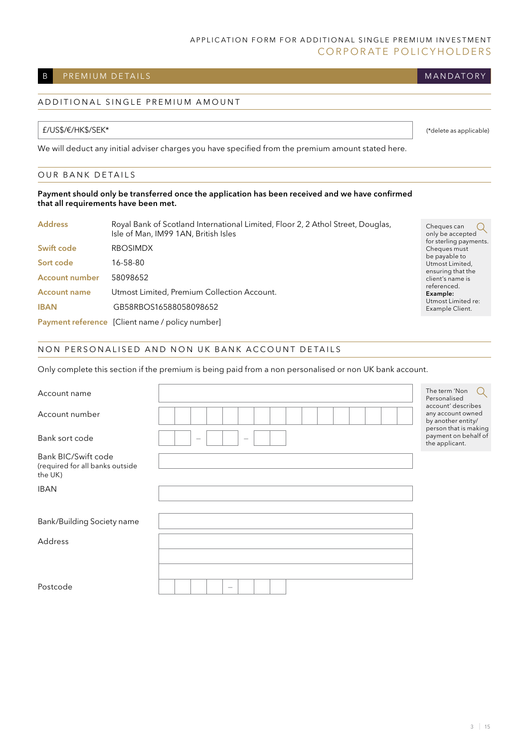APPLICATION FORM FOR ADDITIONAL SINGLE PREMIUM INVESTMENT
CORPORATE POLICYHOLDERS

## B PREMIUM DETAILS — MANDATORY

### ADDITIONAL SINGLE PREMIUM AMOUNT

£/US$/€/HK$/SEK* ______________________ (*delete as applicable)

We will deduct any initial adviser charges you have specified from the premium amount stated here.

### OUR BANK DETAILS

**Payment should only be transferred once the application has been received and we have confirmed that all requirements have been met.**

| | |
|---|---|
| Address | Royal Bank of Scotland International Limited, Floor 2, 2 Athol Street, Douglas, Isle of Man, IM99 1AN, British Isles |
| Swift code | RBOSIMDX |
| Sort code | 16-58-80 |
| Account number | 58098652 |
| Account name | Utmost Limited, Premium Collection Account. |
| IBAN | GB58RBOS16588058098652 |
| Payment reference | [Client name / policy number] |

Cheques can only be accepted for sterling payments. Cheques must be payable to Utmost Limited, ensuring that the client's name is referenced.
**Example:**
Utmost Limited re: Example Client.

### NON PERSONALISED AND NON UK BANK ACCOUNT DETAILS

Only complete this section if the premium is being paid from a non personalised or non UK bank account.

| | |
|---|---|
| Account name | |
| Account number | |
| Bank sort code | __ __ – __ __ – __ __ |
| Bank BIC/Swift code (required for all banks outside the UK) | |
| IBAN | |
| Bank/Building Society name | |
| Address | |
| Postcode | |

The term 'Non Personalised account' describes any account owned by another entity/person that is making payment on behalf of the applicant.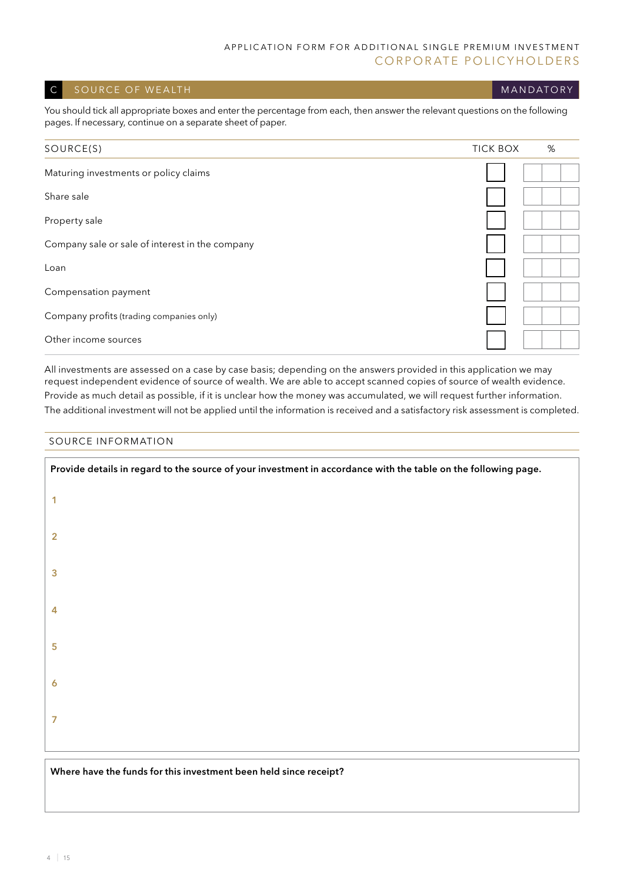APPLICATION FORM FOR ADDITIONAL SINGLE PREMIUM INVESTMENT
CORPORATE POLICYHOLDERS

## C SOURCE OF WEALTH — MANDATORY

You should tick all appropriate boxes and enter the percentage from each, then answer the relevant questions on the following pages. If necessary, continue on a separate sheet of paper.

| SOURCE(S) | TICK BOX | % |
|---|---|---|
| Maturing investments or policy claims | | |
| Share sale | | |
| Property sale | | |
| Company sale or sale of interest in the company | | |
| Loan | | |
| Compensation payment | | |
| Company profits (trading companies only) | | |
| Other income sources | | |

All investments are assessed on a case by case basis; depending on the answers provided in this application we may request independent evidence of source of wealth. We are able to accept scanned copies of source of wealth evidence. Provide as much detail as possible, if it is unclear how the money was accumulated, we will request further information. The additional investment will not be applied until the information is received and a satisfactory risk assessment is completed.

### SOURCE INFORMATION

**Provide details in regard to the source of your investment in accordance with the table on the following page.**

1

2

3

4

5

6

7

**Where have the funds for this investment been held since receipt?**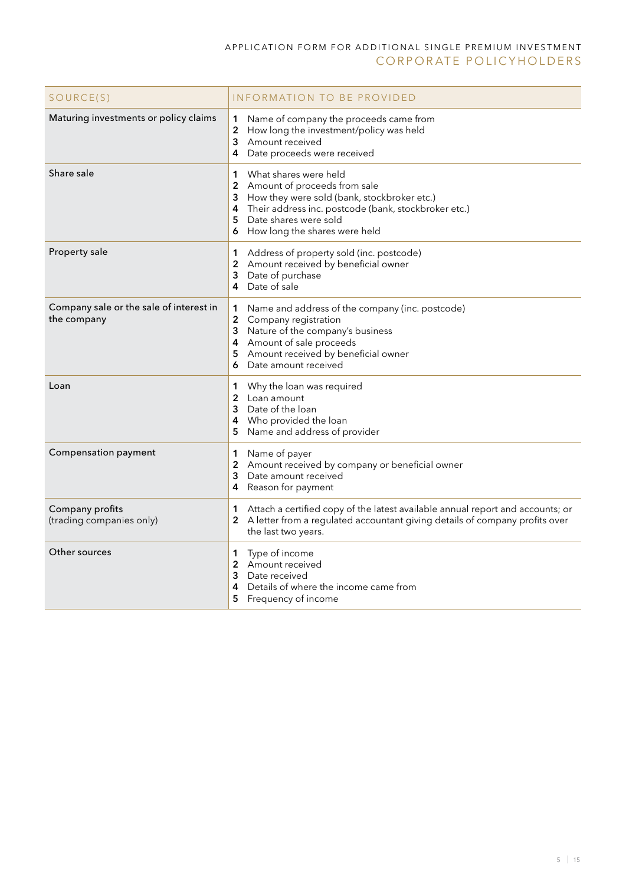| SOURCE(S) | INFORMATION TO BE PROVIDED |
|---|---|
| Maturing investments or policy claims | **1** Name of company the proceeds came from<br>**2** How long the investment/policy was held<br>**3** Amount received<br>**4** Date proceeds were received |
| Share sale | **1** What shares were held<br>**2** Amount of proceeds from sale<br>**3** How they were sold (bank, stockbroker etc.)<br>**4** Their address inc. postcode (bank, stockbroker etc.)<br>**5** Date shares were sold<br>**6** How long the shares were held |
| Property sale | **1** Address of property sold (inc. postcode)<br>**2** Amount received by beneficial owner<br>**3** Date of purchase<br>**4** Date of sale |
| Company sale or the sale of interest in the company | **1** Name and address of the company (inc. postcode)<br>**2** Company registration<br>**3** Nature of the company's business<br>**4** Amount of sale proceeds<br>**5** Amount received by beneficial owner<br>**6** Date amount received |
| Loan | **1** Why the loan was required<br>**2** Loan amount<br>**3** Date of the loan<br>**4** Who provided the loan<br>**5** Name and address of provider |
| Compensation payment | **1** Name of payer<br>**2** Amount received by company or beneficial owner<br>**3** Date amount received<br>**4** Reason for payment |
| Company profits<br>(trading companies only) | **1** Attach a certified copy of the latest available annual report and accounts; or<br>**2** A letter from a regulated accountant giving details of company profits over the last two years. |
| Other sources | **1** Type of income<br>**2** Amount received<br>**3** Date received<br>**4** Details of where the income came from<br>**5** Frequency of income |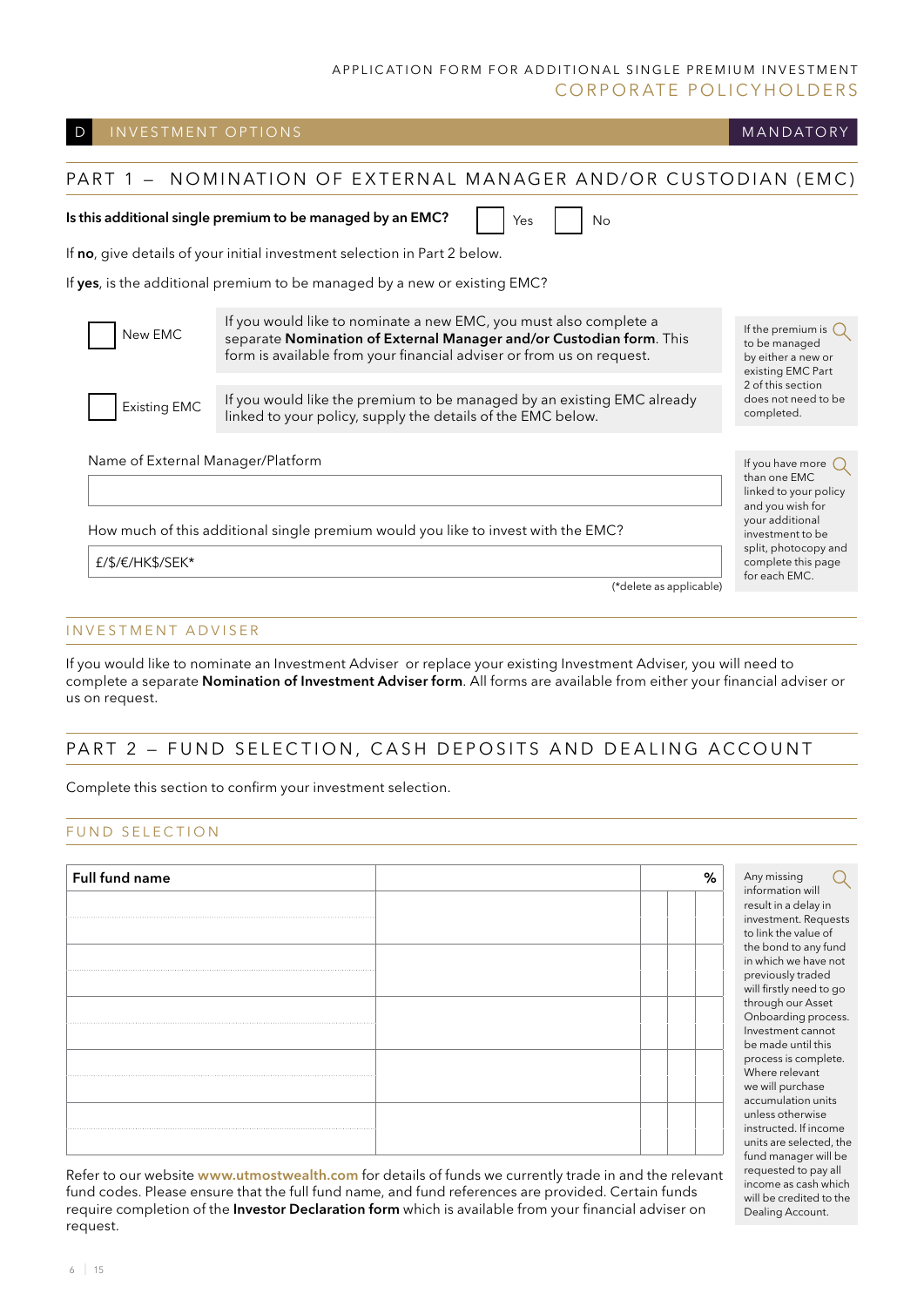APPLICATION FORM FOR ADDITIONAL SINGLE PREMIUM INVESTMENT
CORPORATE POLICYHOLDERS

## D INVESTMENT OPTIONS — MANDATORY

## PART 1 – NOMINATION OF EXTERNAL MANAGER AND/OR CUSTODIAN (EMC)

**Is this additional single premium to be managed by an EMC?** ☐ Yes ☐ No

If **no**, give details of your initial investment selection in Part 2 below.

If **yes**, is the additional premium to be managed by a new or existing EMC?

☐ New EMC — If you would like to nominate a new EMC, you must also complete a separate **Nomination of External Manager and/or Custodian form**. This form is available from your financial adviser or from us on request.

☐ Existing EMC — If you would like the premium to be managed by an existing EMC already linked to your policy, supply the details of the EMC below.

If the premium is to be managed by either a new or existing EMC Part 2 of this section does not need to be completed.

Name of External Manager/Platform

_______________________________________________

How much of this additional single premium would you like to invest with the EMC?

£/$/€/HK$/SEK* _______________________________________________

(*delete as applicable)

If you have more than one EMC linked to your policy and you wish for your additional investment to be split, photocopy and complete this page for each EMC.

### INVESTMENT ADVISER

If you would like to nominate an Investment Adviser or replace your existing Investment Adviser, you will need to complete a separate **Nomination of Investment Adviser form**. All forms are available from either your financial adviser or us on request.

## PART 2 – FUND SELECTION, CASH DEPOSITS AND DEALING ACCOUNT

Complete this section to confirm your investment selection.

### FUND SELECTION

| Full fund name | | % |
|---|---|---|
| | | |
| | | |
| | | |
| | | |
| | | |

Refer to our website **www.utmostwealth.com** for details of funds we currently trade in and the relevant fund codes. Please ensure that the full fund name, and fund references are provided. Certain funds require completion of the **Investor Declaration form** which is available from your financial adviser on request.

Any missing information will result in a delay in investment. Requests to link the value of the bond to any fund in which we have not previously traded will firstly need to go through our Asset Onboarding process. Investment cannot be made until this process is complete. Where relevant we will purchase accumulation units unless otherwise instructed. If income units are selected, the fund manager will be requested to pay all income as cash which will be credited to the Dealing Account.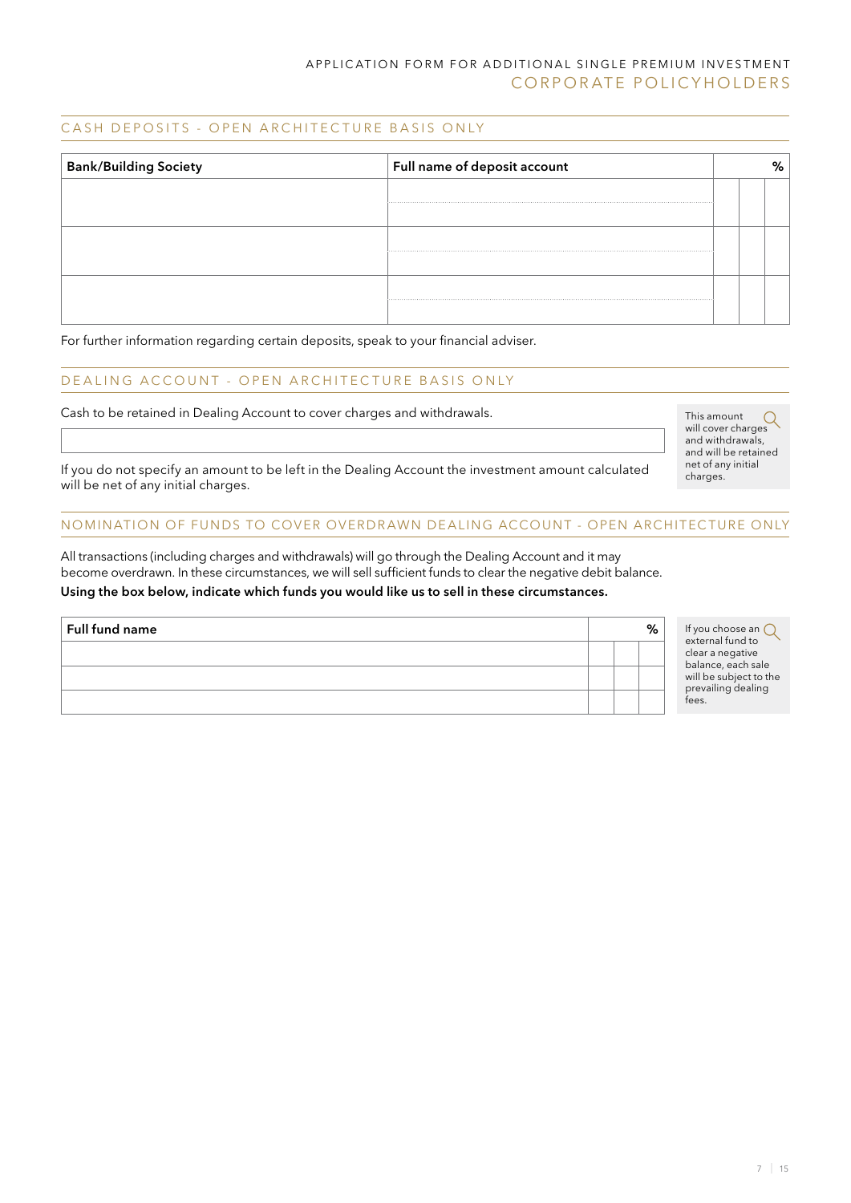# APPLICATION FORM FOR ADDITIONAL SINGLE PREMIUM INVESTMENT
## CORPORATE POLICYHOLDERS

### CASH DEPOSITS - OPEN ARCHITECTURE BASIS ONLY

| Bank/Building Society | Full name of deposit account | % |
|---|---|---|
| | | |
| | | |
| | | |

For further information regarding certain deposits, speak to your financial adviser.

### DEALING ACCOUNT - OPEN ARCHITECTURE BASIS ONLY

Cash to be retained in Dealing Account to cover charges and withdrawals.

This amount will cover charges and withdrawals, and will be retained net of any initial charges.

If you do not specify an amount to be left in the Dealing Account the investment amount calculated will be net of any initial charges.

### NOMINATION OF FUNDS TO COVER OVERDRAWN DEALING ACCOUNT - OPEN ARCHITECTURE ONLY

All transactions (including charges and withdrawals) will go through the Dealing Account and it may become overdrawn. In these circumstances, we will sell sufficient funds to clear the negative debit balance.

**Using the box below, indicate which funds you would like us to sell in these circumstances.**

| Full fund name | % |
|---|---|
| | |
| | |
| | |

If you choose an external fund to clear a negative balance, each sale will be subject to the prevailing dealing fees.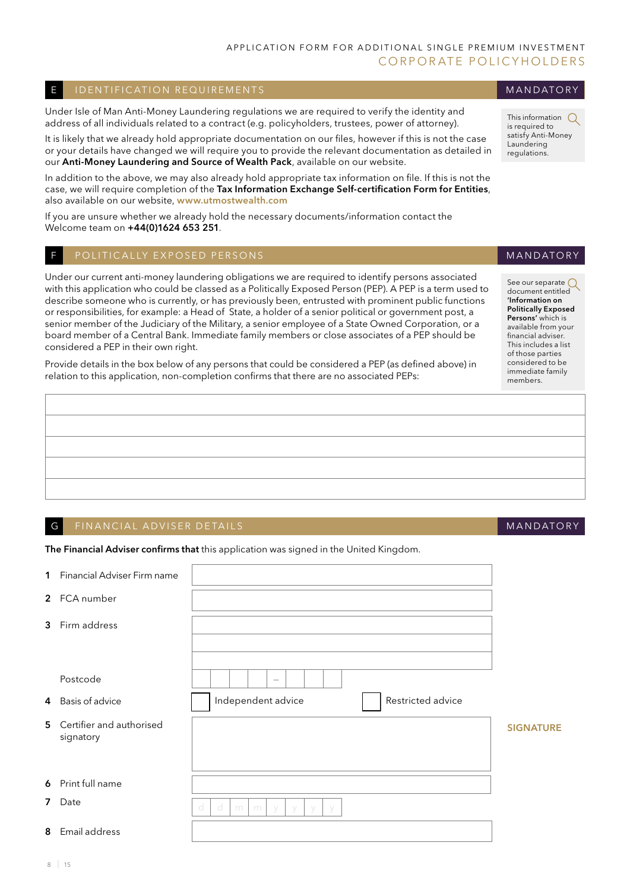APPLICATION FORM FOR ADDITIONAL SINGLE PREMIUM INVESTMENT
CORPORATE POLICYHOLDERS

## E IDENTIFICATION REQUIREMENTS — MANDATORY

Under Isle of Man Anti-Money Laundering regulations we are required to verify the identity and address of all individuals related to a contract (e.g. policyholders, trustees, power of attorney).

It is likely that we already hold appropriate documentation on our files, however if this is not the case or your details have changed we will require you to provide the relevant documentation as detailed in our **Anti-Money Laundering and Source of Wealth Pack**, available on our website.

In addition to the above, we may also already hold appropriate tax information on file. If this is not the case, we will require completion of the **Tax Information Exchange Self-certification Form for Entities**, also available on our website, **www.utmostwealth.com**

If you are unsure whether we already hold the necessary documents/information contact the Welcome team on **+44(0)1624 653 251**.

This information is required to satisfy Anti-Money Laundering regulations.

## F POLITICALLY EXPOSED PERSONS — MANDATORY

Under our current anti-money laundering obligations we are required to identify persons associated with this application who could be classed as a Politically Exposed Person (PEP). A PEP is a term used to describe someone who is currently, or has previously been, entrusted with prominent public functions or responsibilities, for example: a Head of State, a holder of a senior political or government post, a senior member of the Judiciary of the Military, a senior employee of a State Owned Corporation, or a board member of a Central Bank. Immediate family members or close associates of a PEP should be considered a PEP in their own right.

Provide details in the box below of any persons that could be considered a PEP (as defined above) in relation to this application, non-completion confirms that there are no associated PEPs:

See our separate document entitled **'Information on Politically Exposed Persons'** which is available from your financial adviser. This includes a list of those parties considered to be immediate family members.

| |
|---|
| |
| |
| |
| |
| |

## G FINANCIAL ADVISER DETAILS — MANDATORY

**The Financial Adviser confirms that** this application was signed in the United Kingdom.

1 Financial Adviser Firm name

2 FCA number

3 Firm address

Postcode

4 Basis of advice ☐ Independent advice ☐ Restricted advice

5 Certifier and authorised signatory — **SIGNATURE**

6 Print full name

7 Date d d m m y y y y

8 Email address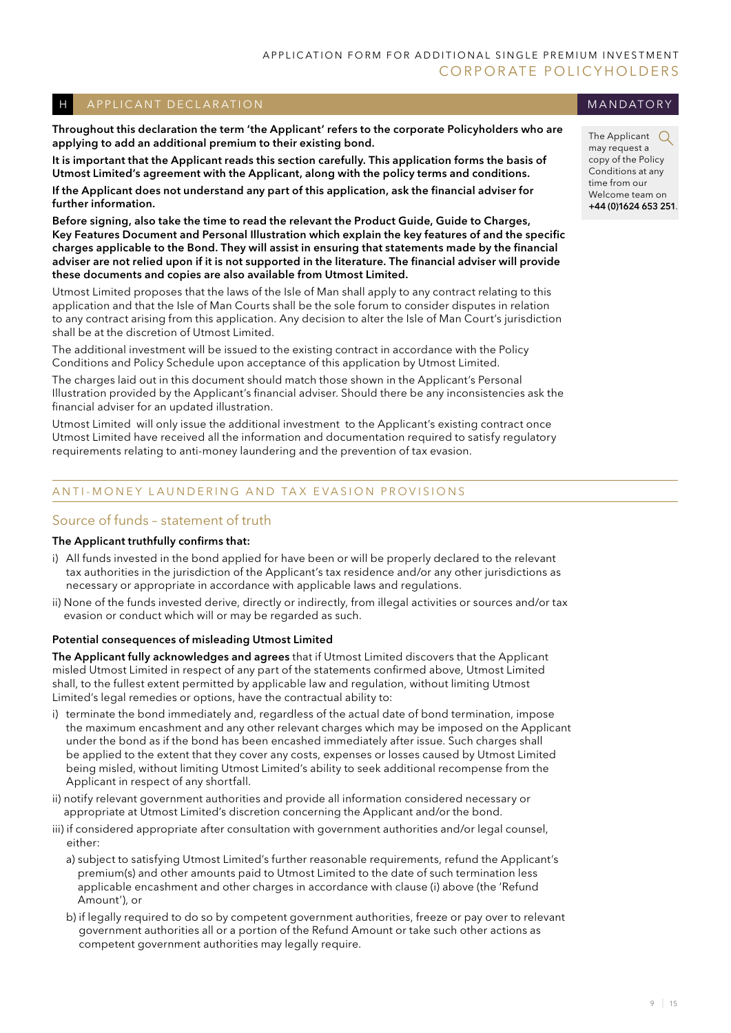## H APPLICANT DECLARATION

MANDATORY

**Throughout this declaration the term 'the Applicant' refers to the corporate Policyholders who are applying to add an additional premium to their existing bond.**

**It is important that the Applicant reads this section carefully. This application forms the basis of Utmost Limited's agreement with the Applicant, along with the policy terms and conditions.**

**If the Applicant does not understand any part of this application, ask the financial adviser for further information.**

**Before signing, also take the time to read the relevant the Product Guide, Guide to Charges, Key Features Document and Personal Illustration which explain the key features of and the specific charges applicable to the Bond. They will assist in ensuring that statements made by the financial adviser are not relied upon if it is not supported in the literature. The financial adviser will provide these documents and copies are also available from Utmost Limited.**

The Applicant may request a copy of the Policy Conditions at any time from our Welcome team on **+44 (0)1624 653 251**.

Utmost Limited proposes that the laws of the Isle of Man shall apply to any contract relating to this application and that the Isle of Man Courts shall be the sole forum to consider disputes in relation to any contract arising from this application. Any decision to alter the Isle of Man Court's jurisdiction shall be at the discretion of Utmost Limited.

The additional investment will be issued to the existing contract in accordance with the Policy Conditions and Policy Schedule upon acceptance of this application by Utmost Limited.

The charges laid out in this document should match those shown in the Applicant's Personal Illustration provided by the Applicant's financial adviser. Should there be any inconsistencies ask the financial adviser for an updated illustration.

Utmost Limited will only issue the additional investment to the Applicant's existing contract once Utmost Limited have received all the information and documentation required to satisfy regulatory requirements relating to anti-money laundering and the prevention of tax evasion.

### ANTI-MONEY LAUNDERING AND TAX EVASION PROVISIONS

### Source of funds – statement of truth

**The Applicant truthfully confirms that:**

i) All funds invested in the bond applied for have been or will be properly declared to the relevant tax authorities in the jurisdiction of the Applicant's tax residence and/or any other jurisdictions as necessary or appropriate in accordance with applicable laws and regulations.

ii) None of the funds invested derive, directly or indirectly, from illegal activities or sources and/or tax evasion or conduct which will or may be regarded as such.

**Potential consequences of misleading Utmost Limited**

**The Applicant fully acknowledges and agrees** that if Utmost Limited discovers that the Applicant misled Utmost Limited in respect of any part of the statements confirmed above, Utmost Limited shall, to the fullest extent permitted by applicable law and regulation, without limiting Utmost Limited's legal remedies or options, have the contractual ability to:

i) terminate the bond immediately and, regardless of the actual date of bond termination, impose the maximum encashment and any other relevant charges which may be imposed on the Applicant under the bond as if the bond has been encashed immediately after issue. Such charges shall be applied to the extent that they cover any costs, expenses or losses caused by Utmost Limited being misled, without limiting Utmost Limited's ability to seek additional recompense from the Applicant in respect of any shortfall.

ii) notify relevant government authorities and provide all information considered necessary or appropriate at Utmost Limited's discretion concerning the Applicant and/or the bond.

iii) if considered appropriate after consultation with government authorities and/or legal counsel, either:

   a) subject to satisfying Utmost Limited's further reasonable requirements, refund the Applicant's premium(s) and other amounts paid to Utmost Limited to the date of such termination less applicable encashment and other charges in accordance with clause (i) above (the 'Refund Amount'), or

   b) if legally required to do so by competent government authorities, freeze or pay over to relevant government authorities all or a portion of the Refund Amount or take such other actions as competent government authorities may legally require.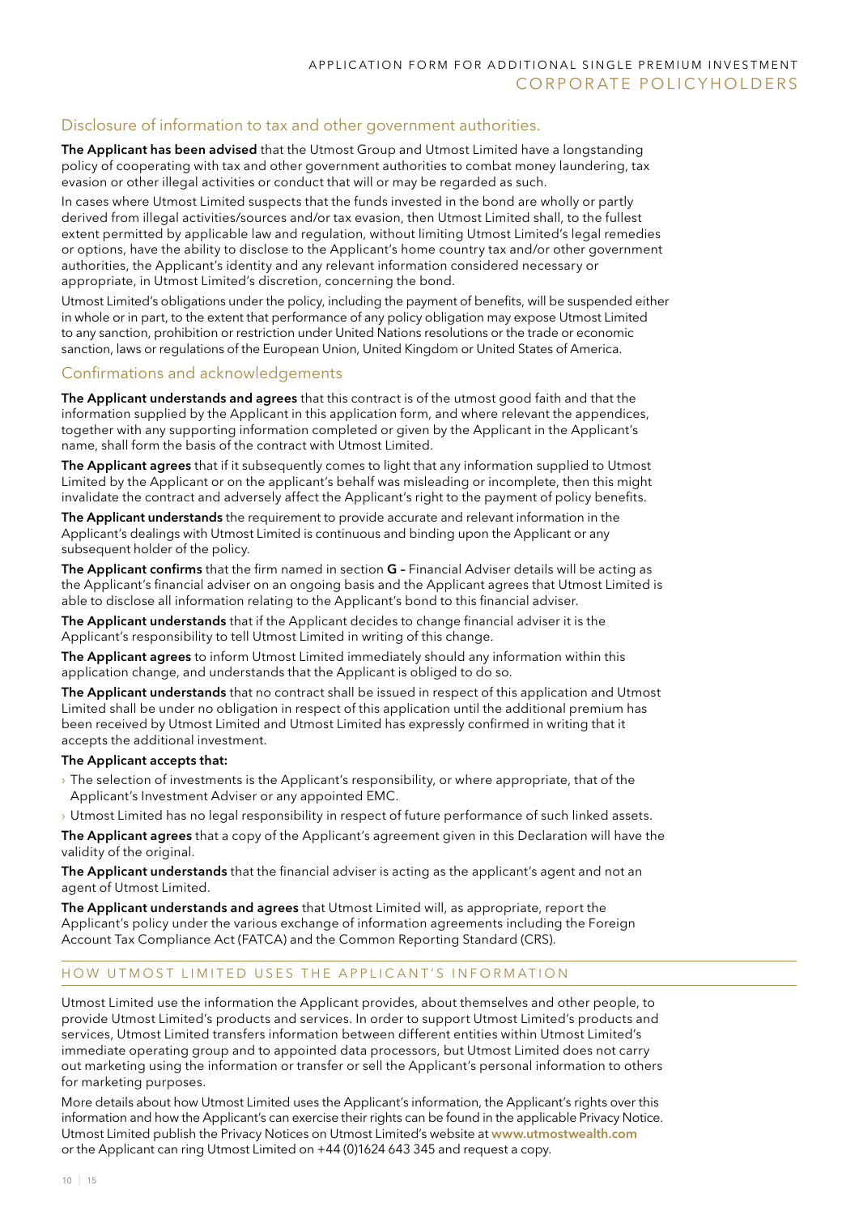## Disclosure of information to tax and other government authorities.

**The Applicant has been advised** that the Utmost Group and Utmost Limited have a longstanding policy of cooperating with tax and other government authorities to combat money laundering, tax evasion or other illegal activities or conduct that will or may be regarded as such.

In cases where Utmost Limited suspects that the funds invested in the bond are wholly or partly derived from illegal activities/sources and/or tax evasion, then Utmost Limited shall, to the fullest extent permitted by applicable law and regulation, without limiting Utmost Limited's legal remedies or options, have the ability to disclose to the Applicant's home country tax and/or other government authorities, the Applicant's identity and any relevant information considered necessary or appropriate, in Utmost Limited's discretion, concerning the bond.

Utmost Limited's obligations under the policy, including the payment of benefits, will be suspended either in whole or in part, to the extent that performance of any policy obligation may expose Utmost Limited to any sanction, prohibition or restriction under United Nations resolutions or the trade or economic sanction, laws or regulations of the European Union, United Kingdom or United States of America.

## Confirmations and acknowledgements

**The Applicant understands and agrees** that this contract is of the utmost good faith and that the information supplied by the Applicant in this application form, and where relevant the appendices, together with any supporting information completed or given by the Applicant in the Applicant's name, shall form the basis of the contract with Utmost Limited.

**The Applicant agrees** that if it subsequently comes to light that any information supplied to Utmost Limited by the Applicant or on the applicant's behalf was misleading or incomplete, then this might invalidate the contract and adversely affect the Applicant's right to the payment of policy benefits.

**The Applicant understands** the requirement to provide accurate and relevant information in the Applicant's dealings with Utmost Limited is continuous and binding upon the Applicant or any subsequent holder of the policy.

**The Applicant confirms** that the firm named in section **G –** Financial Adviser details will be acting as the Applicant's financial adviser on an ongoing basis and the Applicant agrees that Utmost Limited is able to disclose all information relating to the Applicant's bond to this financial adviser.

**The Applicant understands** that if the Applicant decides to change financial adviser it is the Applicant's responsibility to tell Utmost Limited in writing of this change.

**The Applicant agrees** to inform Utmost Limited immediately should any information within this application change, and understands that the Applicant is obliged to do so.

**The Applicant understands** that no contract shall be issued in respect of this application and Utmost Limited shall be under no obligation in respect of this application until the additional premium has been received by Utmost Limited and Utmost Limited has expressly confirmed in writing that it accepts the additional investment.

**The Applicant accepts that:**

- The selection of investments is the Applicant's responsibility, or where appropriate, that of the Applicant's Investment Adviser or any appointed EMC.
- Utmost Limited has no legal responsibility in respect of future performance of such linked assets.

**The Applicant agrees** that a copy of the Applicant's agreement given in this Declaration will have the validity of the original.

**The Applicant understands** that the financial adviser is acting as the applicant's agent and not an agent of Utmost Limited.

**The Applicant understands and agrees** that Utmost Limited will, as appropriate, report the Applicant's policy under the various exchange of information agreements including the Foreign Account Tax Compliance Act (FATCA) and the Common Reporting Standard (CRS).

## HOW UTMOST LIMITED USES THE APPLICANT'S INFORMATION

Utmost Limited use the information the Applicant provides, about themselves and other people, to provide Utmost Limited's products and services. In order to support Utmost Limited's products and services, Utmost Limited transfers information between different entities within Utmost Limited's immediate operating group and to appointed data processors, but Utmost Limited does not carry out marketing using the information or transfer or sell the Applicant's personal information to others for marketing purposes.

More details about how Utmost Limited uses the Applicant's information, the Applicant's rights over this information and how the Applicant's can exercise their rights can be found in the applicable Privacy Notice. Utmost Limited publish the Privacy Notices on Utmost Limited's website at **www.utmostwealth.com** or the Applicant can ring Utmost Limited on +44 (0)1624 643 345 and request a copy.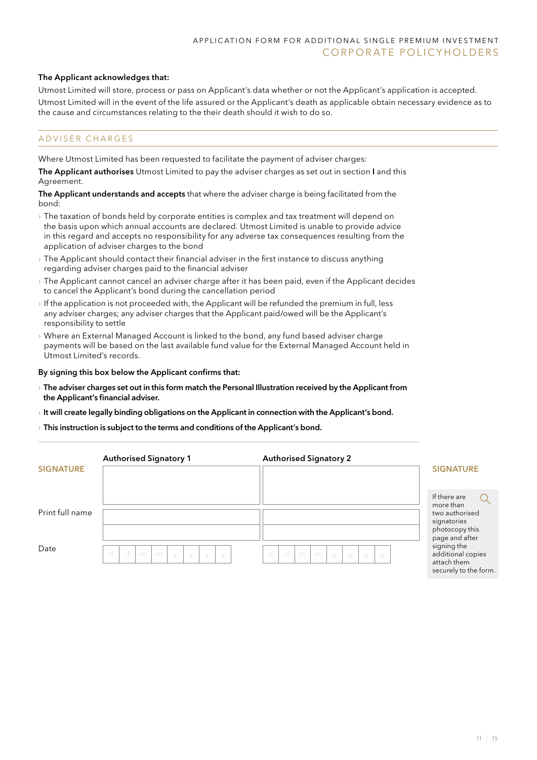**The Applicant acknowledges that:**

Utmost Limited will store, process or pass on Applicant's data whether or not the Applicant's application is accepted.

Utmost Limited will in the event of the life assured or the Applicant's death as applicable obtain necessary evidence as to the cause and circumstances relating to the their death should it wish to do so.

## ADVISER CHARGES

Where Utmost Limited has been requested to facilitate the payment of adviser charges:

**The Applicant authorises** Utmost Limited to pay the adviser charges as set out in section **I** and this Agreement.

**The Applicant understands and accepts** that where the adviser charge is being facilitated from the bond:

- The taxation of bonds held by corporate entities is complex and tax treatment will depend on the basis upon which annual accounts are declared. Utmost Limited is unable to provide advice in this regard and accepts no responsibility for any adverse tax consequences resulting from the application of adviser charges to the bond
- The Applicant should contact their financial adviser in the first instance to discuss anything regarding adviser charges paid to the financial adviser
- The Applicant cannot cancel an adviser charge after it has been paid, even if the Applicant decides to cancel the Applicant's bond during the cancellation period
- If the application is not proceeded with, the Applicant will be refunded the premium in full, less any adviser charges; any adviser charges that the Applicant paid/owed will be the Applicant's responsibility to settle
- Where an External Managed Account is linked to the bond, any fund based adviser charge payments will be based on the last available fund value for the External Managed Account held in Utmost Limited's records.

**By signing this box below the Applicant confirms that:**

- **The adviser charges set out in this form match the Personal Illustration received by the Applicant from the Applicant's financial adviser.**
- **It will create legally binding obligations on the Applicant in connection with the Applicant's bond.**
- **This instruction is subject to the terms and conditions of the Applicant's bond.**

| | Authorised Signatory 1 | Authorised Signatory 2 |
|---|---|---|
| **SIGNATURE** | | |
| Print full name | | |
| | | |
| Date | d d m m y y y y | d d m m y y y y |

**SIGNATURE**

If there are more than two authorised signatories photocopy this page and after signing the additional copies attach them securely to the form.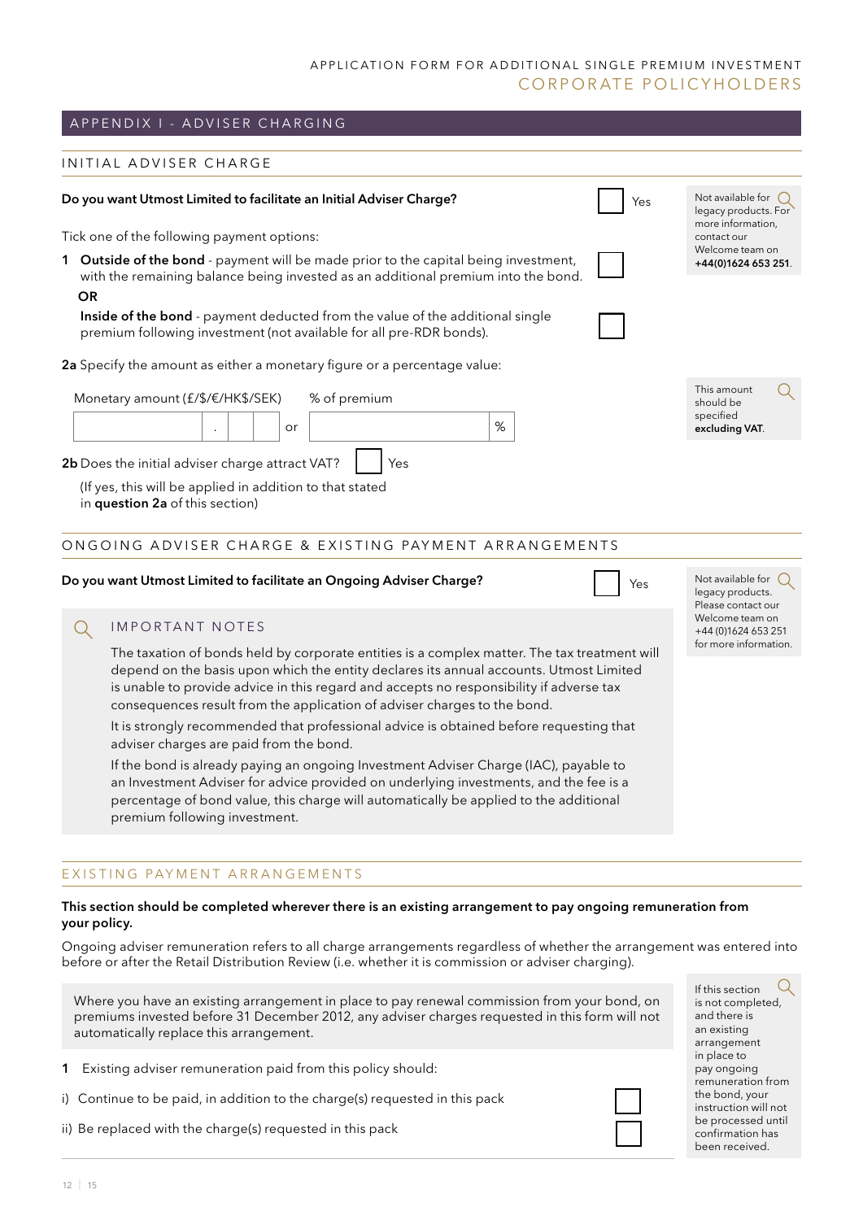## APPENDIX I - ADVISER CHARGING

### INITIAL ADVISER CHARGE

**Do you want Utmost Limited to facilitate an Initial Adviser Charge?** ☐ Yes

Not available for legacy products. For more information, contact our Welcome team on **+44(0)1624 653 251**.

Tick one of the following payment options:

1 **Outside of the bond** - payment will be made prior to the capital being investment, with the remaining balance being invested as an additional premium into the bond. ☐

**OR**

**Inside of the bond** - payment deducted from the value of the additional single premium following investment (not available for all pre-RDR bonds). ☐

**2a** Specify the amount as either a monetary figure or a percentage value:

| Monetary amount (£/$/€/HK$/SEK) | | % of premium |
|---|---|---|
| . | or | % |

This amount should be specified **excluding VAT**.

**2b** Does the initial adviser charge attract VAT? ☐ Yes

(If yes, this will be applied in addition to that stated in **question 2a** of this section)

### ONGOING ADVISER CHARGE & EXISTING PAYMENT ARRANGEMENTS

**Do you want Utmost Limited to facilitate an Ongoing Adviser Charge?** ☐ Yes

Not available for legacy products. Please contact our Welcome team on +44 (0)1624 653 251 for more information.

#### IMPORTANT NOTES

The taxation of bonds held by corporate entities is a complex matter. The tax treatment will depend on the basis upon which the entity declares its annual accounts. Utmost Limited is unable to provide advice in this regard and accepts no responsibility if adverse tax consequences result from the application of adviser charges to the bond.

It is strongly recommended that professional advice is obtained before requesting that adviser charges are paid from the bond.

If the bond is already paying an ongoing Investment Adviser Charge (IAC), payable to an Investment Adviser for advice provided on underlying investments, and the fee is a percentage of bond value, this charge will automatically be applied to the additional premium following investment.

### EXISTING PAYMENT ARRANGEMENTS

**This section should be completed wherever there is an existing arrangement to pay ongoing remuneration from your policy.**

Ongoing adviser remuneration refers to all charge arrangements regardless of whether the arrangement was entered into before or after the Retail Distribution Review (i.e. whether it is commission or adviser charging).

Where you have an existing arrangement in place to pay renewal commission from your bond, on premiums invested before 31 December 2012, any adviser charges requested in this form will not automatically replace this arrangement.

1 Existing adviser remuneration paid from this policy should:

i) Continue to be paid, in addition to the charge(s) requested in this pack ☐

ii) Be replaced with the charge(s) requested in this pack ☐

If this section is not completed, and there is an existing arrangement in place to pay ongoing remuneration from the bond, your instruction will not be processed until confirmation has been received.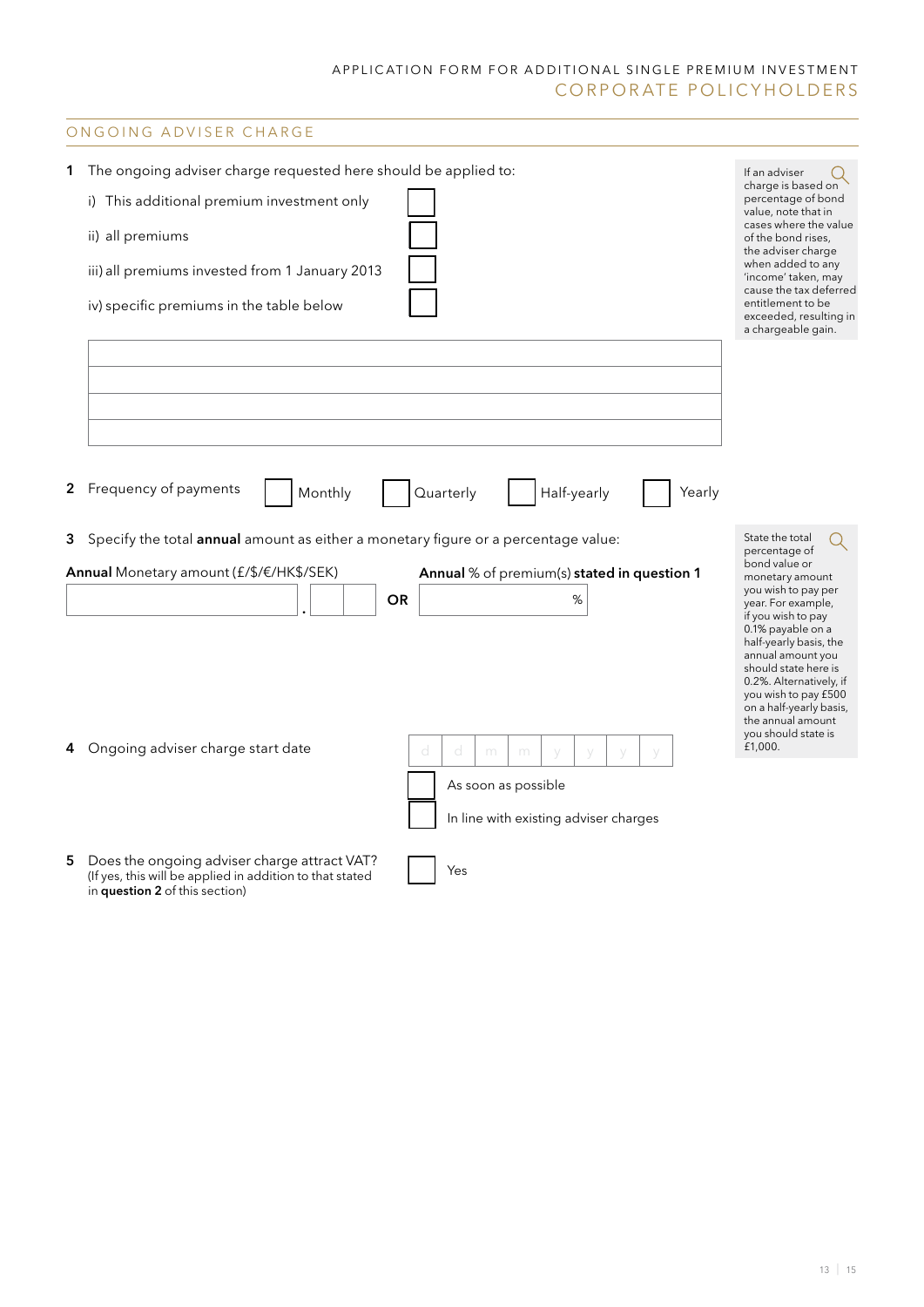APPLICATION FORM FOR ADDITIONAL SINGLE PREMIUM INVESTMENT
CORPORATE POLICYHOLDERS

## ONGOING ADVISER CHARGE

**1** The ongoing adviser charge requested here should be applied to:

i) This additional premium investment only ☐

ii) all premiums ☐

iii) all premiums invested from 1 January 2013 ☐

iv) specific premiums in the table below ☐

| |
|---|
| |
| |
| |
| |

> If an adviser charge is based on percentage of bond value, note that in cases where the value of the bond rises, the adviser charge when added to any 'income' taken, may cause the tax deferred entitlement to be exceeded, resulting in a chargeable gain.

**2** Frequency of payments ☐ Monthly ☐ Quarterly ☐ Half-yearly ☐ Yearly

**3** Specify the total **annual** amount as either a monetary figure or a percentage value:

**Annual** Monetary amount (£/$/€/HK$/SEK) ____________ . ____ **OR** **Annual** % of premium(s) **stated in question 1** ________ %

> State the total percentage of bond value or monetary amount you wish to pay per year. For example, if you wish to pay 0.1% payable on a half-yearly basis, the annual amount you should state here is 0.2%. Alternatively, if you wish to pay £500 on a half-yearly basis, the annual amount you should state is £1,000.

**4** Ongoing adviser charge start date d d m m y y y y

☐ As soon as possible

☐ In line with existing adviser charges

**5** Does the ongoing adviser charge attract VAT? ☐ Yes
(If yes, this will be applied in addition to that stated in **question 2** of this section)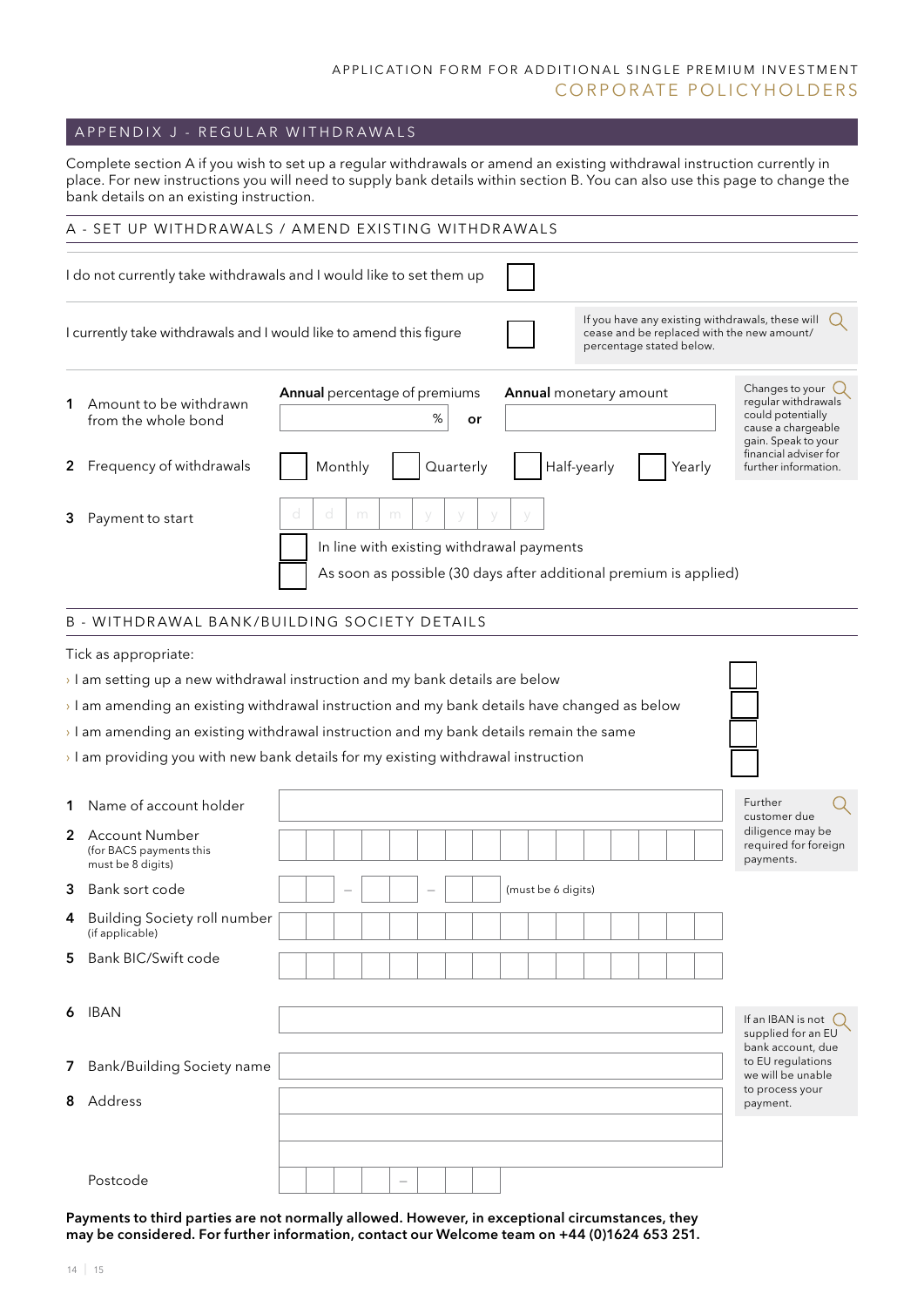APPLICATION FORM FOR ADDITIONAL SINGLE PREMIUM INVESTMENT
CORPORATE POLICYHOLDERS

## APPENDIX J - REGULAR WITHDRAWALS

Complete section A if you wish to set up a regular withdrawals or amend an existing withdrawal instruction currently in place. For new instructions you will need to supply bank details within section B. You can also use this page to change the bank details on an existing instruction.

### A - SET UP WITHDRAWALS / AMEND EXISTING WITHDRAWALS

I do not currently take withdrawals and I would like to set them up ☐

I currently take withdrawals and I would like to amend this figure ☐

> If you have any existing withdrawals, these will cease and be replaced with the new amount/ percentage stated below.

**1** Amount to be withdrawn from the whole bond

**Annual** percentage of premiums ______ % **or** **Annual** monetary amount ______

> Changes to your regular withdrawals could potentially cause a chargeable gain. Speak to your financial adviser for further information.

**2** Frequency of withdrawals ☐ Monthly ☐ Quarterly ☐ Half-yearly ☐ Yearly

**3** Payment to start d d m m y y y y

☐ In line with existing withdrawal payments

☐ As soon as possible (30 days after additional premium is applied)

### B - WITHDRAWAL BANK/BUILDING SOCIETY DETAILS

Tick as appropriate:

- › I am setting up a new withdrawal instruction and my bank details are below ☐
- › I am amending an existing withdrawal instruction and my bank details have changed as below ☐
- › I am amending an existing withdrawal instruction and my bank details remain the same ☐
- › I am providing you with new bank details for my existing withdrawal instruction ☐

**1** Name of account holder ______

**2** Account Number (for BACS payments this must be 8 digits) ______

> Further customer due diligence may be required for foreign payments.

**3** Bank sort code __ – __ – __ (must be 6 digits)

**4** Building Society roll number (if applicable) ______

**5** Bank BIC/Swift code ______

**6** IBAN ______

> If an IBAN is not supplied for an EU bank account, due to EU regulations we will be unable to process your payment.

**7** Bank/Building Society name ______

**8** Address ______

Postcode ______

**Payments to third parties are not normally allowed. However, in exceptional circumstances, they may be considered. For further information, contact our Welcome team on +44 (0)1624 653 251.**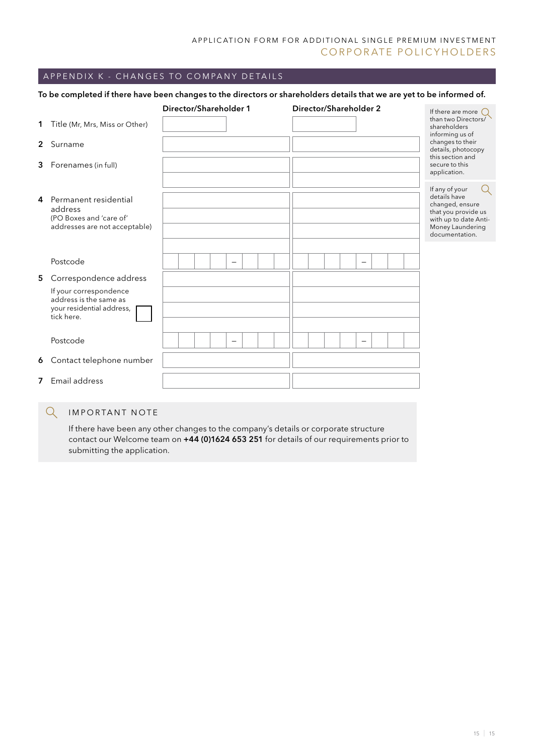## APPENDIX K - CHANGES TO COMPANY DETAILS

**To be completed if there have been changes to the directors or shareholders details that we are yet to be informed of.**

| | | Director/Shareholder 1 | Director/Shareholder 2 |
|---|---|---|---|
| 1 | Title (Mr, Mrs, Miss or Other) | | |
| 2 | Surname | | |
| 3 | Forenames (in full) | | |
| 4 | Permanent residential address (PO Boxes and 'care of' addresses are not acceptable) | | |
| | Postcode | – | – |
| 5 | Correspondence address. If your correspondence address is the same as your residential address, tick here. ☐ | | |
| | Postcode | – | – |
| 6 | Contact telephone number | | |
| 7 | Email address | | |

If there are more than two Directors/shareholders informing us of changes to their details, photocopy this section and secure to this application.

If any of your details have changed, ensure that you provide us with up to date Anti-Money Laundering documentation.

### IMPORTANT NOTE

If there have been any other changes to the company's details or corporate structure contact our Welcome team on **+44 (0)1624 653 251** for details of our requirements prior to submitting the application.